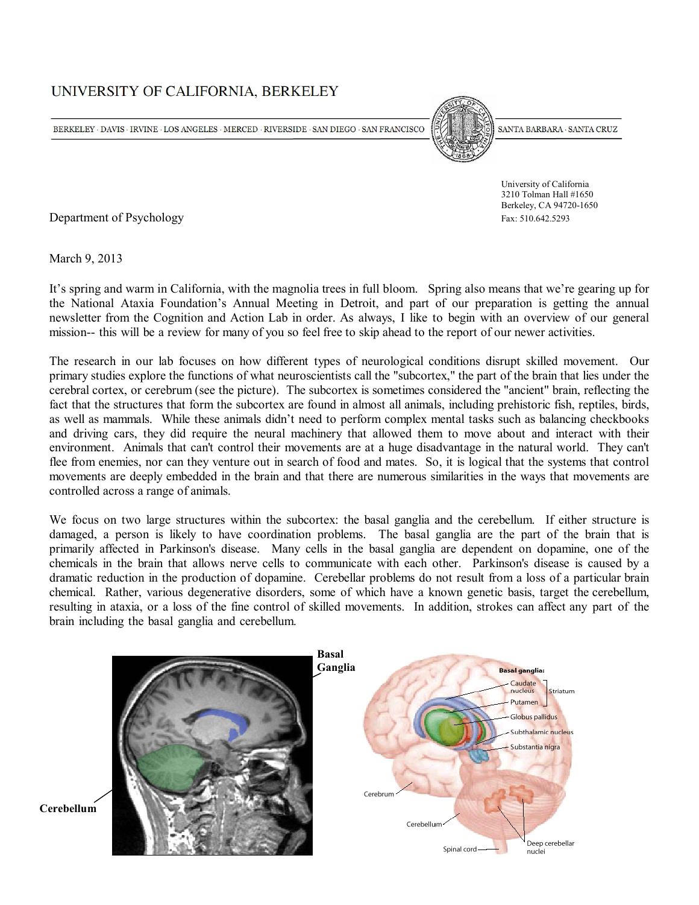UNIVERSITY OF CALIFORNIA, BERKELEY

BERKELEY · DAVIS · IRVINE · LOS ANGELES · MERCED · RIVERSIDE · SAN DIEGO · SAN FRANCISCO · SANTA BARBARA · SANTA CRUZ

Department of Psychology

University of California
3210 Tolman Hall #1650
Berkeley, CA 94720-1650
Fax: 510.642.5293

March 9, 2013

It's spring and warm in California, with the magnolia trees in full bloom. Spring also means that we're gearing up for the National Ataxia Foundation's Annual Meeting in Detroit, and part of our preparation is getting the annual newsletter from the Cognition and Action Lab in order. As always, I like to begin with an overview of our general mission-- this will be a review for many of you so feel free to skip ahead to the report of our newer activities.

The research in our lab focuses on how different types of neurological conditions disrupt skilled movement. Our primary studies explore the functions of what neuroscientists call the "subcortex," the part of the brain that lies under the cerebral cortex, or cerebrum (see the picture). The subcortex is sometimes considered the "ancient" brain, reflecting the fact that the structures that form the subcortex are found in almost all animals, including prehistoric fish, reptiles, birds, as well as mammals. While these animals didn't need to perform complex mental tasks such as balancing checkbooks and driving cars, they did require the neural machinery that allowed them to move about and interact with their environment. Animals that can't control their movements are at a huge disadvantage in the natural world. They can't flee from enemies, nor can they venture out in search of food and mates. So, it is logical that the systems that control movements are deeply embedded in the brain and that there are numerous similarities in the ways that movements are controlled across a range of animals.

We focus on two large structures within the subcortex: the basal ganglia and the cerebellum. If either structure is damaged, a person is likely to have coordination problems. The basal ganglia are the part of the brain that is primarily affected in Parkinson's disease. Many cells in the basal ganglia are dependent on dopamine, one of the chemicals in the brain that allows nerve cells to communicate with each other. Parkinson's disease is caused by a dramatic reduction in the production of dopamine. Cerebellar problems do not result from a loss of a particular brain chemical. Rather, various degenerative disorders, some of which have a known genetic basis, target the cerebellum, resulting in ataxia, or a loss of the fine control of skilled movements. In addition, strokes can affect any part of the brain including the basal ganglia and cerebellum.

**Basal Ganglia**

**Cerebellum**

Basal ganglia: Caudate nucleus, Putamen (Striatum), Globus pallidus, Subthalamic nucleus, Substantia nigra

Cerebrum, Cerebellum, Spinal cord, Deep cerebellar nuclei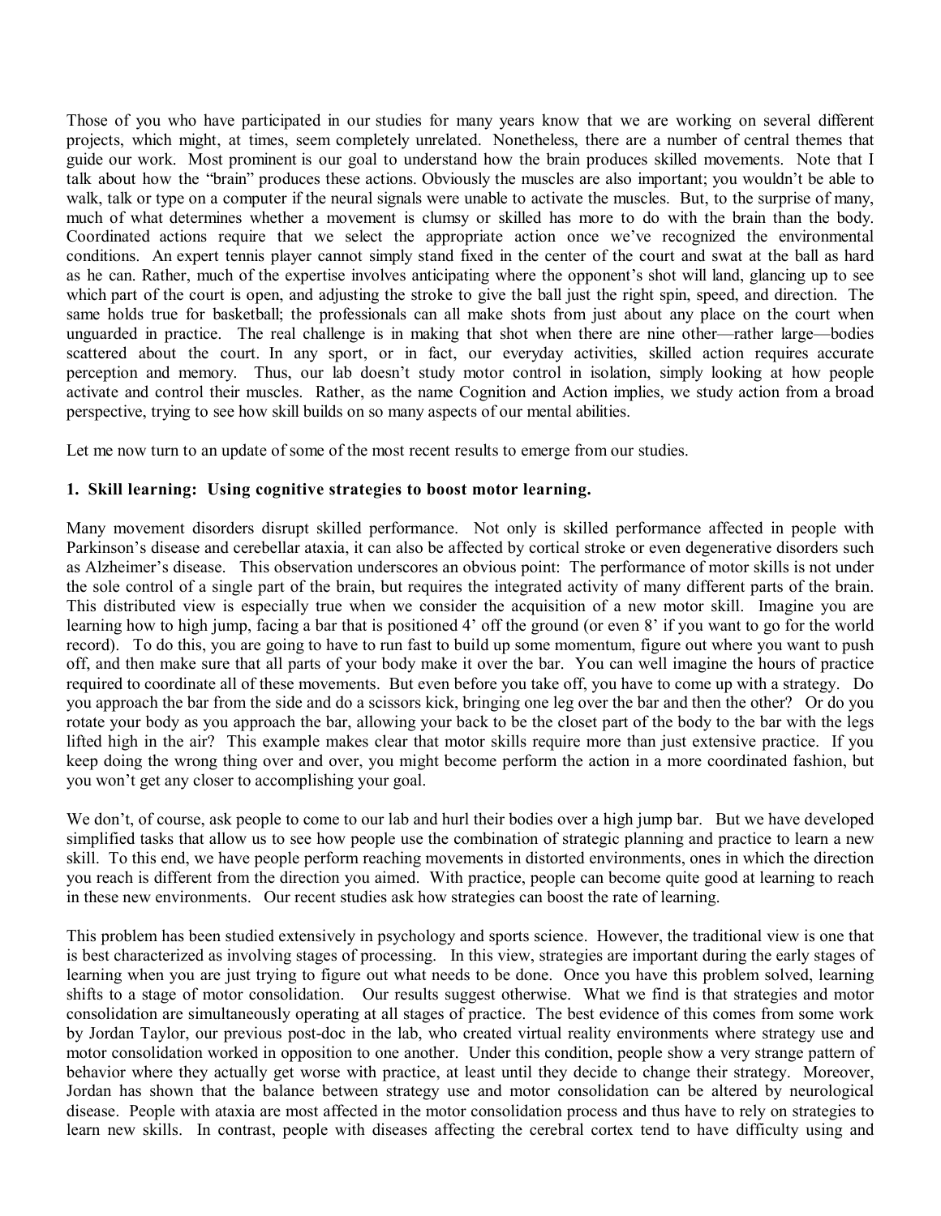Those of you who have participated in our studies for many years know that we are working on several different projects, which might, at times, seem completely unrelated. Nonetheless, there are a number of central themes that guide our work. Most prominent is our goal to understand how the brain produces skilled movements. Note that I talk about how the "brain" produces these actions. Obviously the muscles are also important; you wouldn't be able to walk, talk or type on a computer if the neural signals were unable to activate the muscles. But, to the surprise of many, much of what determines whether a movement is clumsy or skilled has more to do with the brain than the body. Coordinated actions require that we select the appropriate action once we've recognized the environmental conditions. An expert tennis player cannot simply stand fixed in the center of the court and swat at the ball as hard as he can. Rather, much of the expertise involves anticipating where the opponent's shot will land, glancing up to see which part of the court is open, and adjusting the stroke to give the ball just the right spin, speed, and direction. The same holds true for basketball; the professionals can all make shots from just about any place on the court when unguarded in practice. The real challenge is in making that shot when there are nine other—rather large—bodies scattered about the court. In any sport, or in fact, our everyday activities, skilled action requires accurate perception and memory. Thus, our lab doesn't study motor control in isolation, simply looking at how people activate and control their muscles. Rather, as the name Cognition and Action implies, we study action from a broad perspective, trying to see how skill builds on so many aspects of our mental abilities.

Let me now turn to an update of some of the most recent results to emerge from our studies.

**1. Skill learning: Using cognitive strategies to boost motor learning.**

Many movement disorders disrupt skilled performance. Not only is skilled performance affected in people with Parkinson's disease and cerebellar ataxia, it can also be affected by cortical stroke or even degenerative disorders such as Alzheimer's disease. This observation underscores an obvious point: The performance of motor skills is not under the sole control of a single part of the brain, but requires the integrated activity of many different parts of the brain. This distributed view is especially true when we consider the acquisition of a new motor skill. Imagine you are learning how to high jump, facing a bar that is positioned 4' off the ground (or even 8' if you want to go for the world record). To do this, you are going to have to run fast to build up some momentum, figure out where you want to push off, and then make sure that all parts of your body make it over the bar. You can well imagine the hours of practice required to coordinate all of these movements. But even before you take off, you have to come up with a strategy. Do you approach the bar from the side and do a scissors kick, bringing one leg over the bar and then the other? Or do you rotate your body as you approach the bar, allowing your back to be the closet part of the body to the bar with the legs lifted high in the air? This example makes clear that motor skills require more than just extensive practice. If you keep doing the wrong thing over and over, you might become perform the action in a more coordinated fashion, but you won't get any closer to accomplishing your goal.

We don't, of course, ask people to come to our lab and hurl their bodies over a high jump bar. But we have developed simplified tasks that allow us to see how people use the combination of strategic planning and practice to learn a new skill. To this end, we have people perform reaching movements in distorted environments, ones in which the direction you reach is different from the direction you aimed. With practice, people can become quite good at learning to reach in these new environments. Our recent studies ask how strategies can boost the rate of learning.

This problem has been studied extensively in psychology and sports science. However, the traditional view is one that is best characterized as involving stages of processing. In this view, strategies are important during the early stages of learning when you are just trying to figure out what needs to be done. Once you have this problem solved, learning shifts to a stage of motor consolidation. Our results suggest otherwise. What we find is that strategies and motor consolidation are simultaneously operating at all stages of practice. The best evidence of this comes from some work by Jordan Taylor, our previous post-doc in the lab, who created virtual reality environments where strategy use and motor consolidation worked in opposition to one another. Under this condition, people show a very strange pattern of behavior where they actually get worse with practice, at least until they decide to change their strategy. Moreover, Jordan has shown that the balance between strategy use and motor consolidation can be altered by neurological disease. People with ataxia are most affected in the motor consolidation process and thus have to rely on strategies to learn new skills. In contrast, people with diseases affecting the cerebral cortex tend to have difficulty using and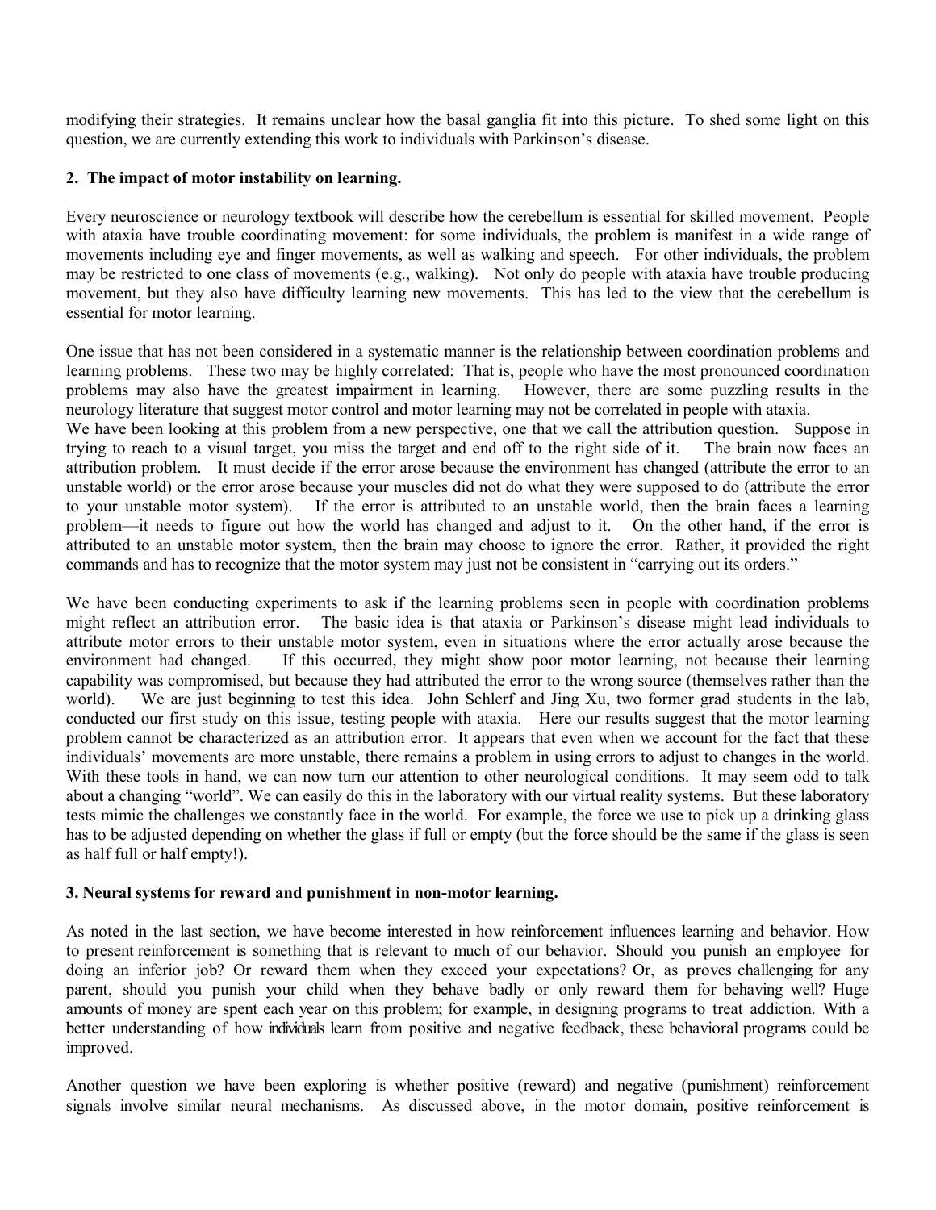modifying their strategies. It remains unclear how the basal ganglia fit into this picture. To shed some light on this question, we are currently extending this work to individuals with Parkinson's disease.

**2. The impact of motor instability on learning.**

Every neuroscience or neurology textbook will describe how the cerebellum is essential for skilled movement. People with ataxia have trouble coordinating movement: for some individuals, the problem is manifest in a wide range of movements including eye and finger movements, as well as walking and speech. For other individuals, the problem may be restricted to one class of movements (e.g., walking). Not only do people with ataxia have trouble producing movement, but they also have difficulty learning new movements. This has led to the view that the cerebellum is essential for motor learning.

One issue that has not been considered in a systematic manner is the relationship between coordination problems and learning problems. These two may be highly correlated: That is, people who have the most pronounced coordination problems may also have the greatest impairment in learning. However, there are some puzzling results in the neurology literature that suggest motor control and motor learning may not be correlated in people with ataxia.
We have been looking at this problem from a new perspective, one that we call the attribution question. Suppose in trying to reach to a visual target, you miss the target and end off to the right side of it. The brain now faces an attribution problem. It must decide if the error arose because the environment has changed (attribute the error to an unstable world) or the error arose because your muscles did not do what they were supposed to do (attribute the error to your unstable motor system). If the error is attributed to an unstable world, then the brain faces a learning problem—it needs to figure out how the world has changed and adjust to it. On the other hand, if the error is attributed to an unstable motor system, then the brain may choose to ignore the error. Rather, it provided the right commands and has to recognize that the motor system may just not be consistent in "carrying out its orders."

We have been conducting experiments to ask if the learning problems seen in people with coordination problems might reflect an attribution error. The basic idea is that ataxia or Parkinson's disease might lead individuals to attribute motor errors to their unstable motor system, even in situations where the error actually arose because the environment had changed. If this occurred, they might show poor motor learning, not because their learning capability was compromised, but because they had attributed the error to the wrong source (themselves rather than the world). We are just beginning to test this idea. John Schlerf and Jing Xu, two former grad students in the lab, conducted our first study on this issue, testing people with ataxia. Here our results suggest that the motor learning problem cannot be characterized as an attribution error. It appears that even when we account for the fact that these individuals' movements are more unstable, there remains a problem in using errors to adjust to changes in the world. With these tools in hand, we can now turn our attention to other neurological conditions. It may seem odd to talk about a changing "world". We can easily do this in the laboratory with our virtual reality systems. But these laboratory tests mimic the challenges we constantly face in the world. For example, the force we use to pick up a drinking glass has to be adjusted depending on whether the glass if full or empty (but the force should be the same if the glass is seen as half full or half empty!).

**3. Neural systems for reward and punishment in non-motor learning.**

As noted in the last section, we have become interested in how reinforcement influences learning and behavior. How to present reinforcement is something that is relevant to much of our behavior. Should you punish an employee for doing an inferior job? Or reward them when they exceed your expectations? Or, as proves challenging for any parent, should you punish your child when they behave badly or only reward them for behaving well? Huge amounts of money are spent each year on this problem; for example, in designing programs to treat addiction. With a better understanding of how individuals learn from positive and negative feedback, these behavioral programs could be improved.

Another question we have been exploring is whether positive (reward) and negative (punishment) reinforcement signals involve similar neural mechanisms. As discussed above, in the motor domain, positive reinforcement is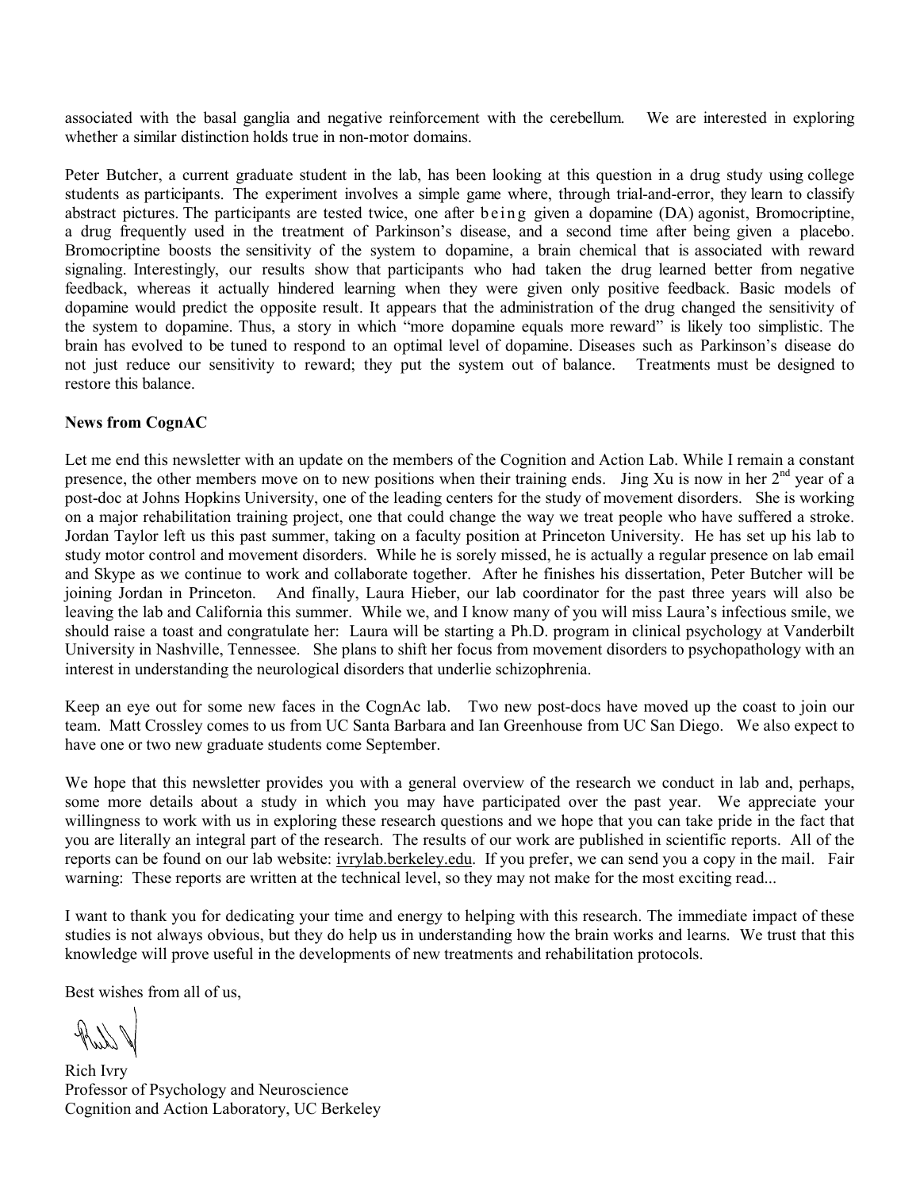associated with the basal ganglia and negative reinforcement with the cerebellum. We are interested in exploring whether a similar distinction holds true in non-motor domains.

Peter Butcher, a current graduate student in the lab, has been looking at this question in a drug study using college students as participants. The experiment involves a simple game where, through trial-and-error, they learn to classify abstract pictures. The participants are tested twice, one after being given a dopamine (DA) agonist, Bromocriptine, a drug frequently used in the treatment of Parkinson's disease, and a second time after being given a placebo. Bromocriptine boosts the sensitivity of the system to dopamine, a brain chemical that is associated with reward signaling. Interestingly, our results show that participants who had taken the drug learned better from negative feedback, whereas it actually hindered learning when they were given only positive feedback. Basic models of dopamine would predict the opposite result. It appears that the administration of the drug changed the sensitivity of the system to dopamine. Thus, a story in which "more dopamine equals more reward" is likely too simplistic. The brain has evolved to be tuned to respond to an optimal level of dopamine. Diseases such as Parkinson's disease do not just reduce our sensitivity to reward; they put the system out of balance. Treatments must be designed to restore this balance.

**News from CognAC**

Let me end this newsletter with an update on the members of the Cognition and Action Lab. While I remain a constant presence, the other members move on to new positions when their training ends. Jing Xu is now in her 2nd year of a post-doc at Johns Hopkins University, one of the leading centers for the study of movement disorders. She is working on a major rehabilitation training project, one that could change the way we treat people who have suffered a stroke. Jordan Taylor left us this past summer, taking on a faculty position at Princeton University. He has set up his lab to study motor control and movement disorders. While he is sorely missed, he is actually a regular presence on lab email and Skype as we continue to work and collaborate together. After he finishes his dissertation, Peter Butcher will be joining Jordan in Princeton. And finally, Laura Hieber, our lab coordinator for the past three years will also be leaving the lab and California this summer. While we, and I know many of you will miss Laura's infectious smile, we should raise a toast and congratulate her: Laura will be starting a Ph.D. program in clinical psychology at Vanderbilt University in Nashville, Tennessee. She plans to shift her focus from movement disorders to psychopathology with an interest in understanding the neurological disorders that underlie schizophrenia.

Keep an eye out for some new faces in the CognAc lab. Two new post-docs have moved up the coast to join our team. Matt Crossley comes to us from UC Santa Barbara and Ian Greenhouse from UC San Diego. We also expect to have one or two new graduate students come September.

We hope that this newsletter provides you with a general overview of the research we conduct in lab and, perhaps, some more details about a study in which you may have participated over the past year. We appreciate your willingness to work with us in exploring these research questions and we hope that you can take pride in the fact that you are literally an integral part of the research. The results of our work are published in scientific reports. All of the reports can be found on our lab website: ivrylab.berkeley.edu. If you prefer, we can send you a copy in the mail. Fair warning: These reports are written at the technical level, so they may not make for the most exciting read...

I want to thank you for dedicating your time and energy to helping with this research. The immediate impact of these studies is not always obvious, but they do help us in understanding how the brain works and learns. We trust that this knowledge will prove useful in the developments of new treatments and rehabilitation protocols.

Best wishes from all of us,

Rich Ivry
Professor of Psychology and Neuroscience
Cognition and Action Laboratory, UC Berkeley